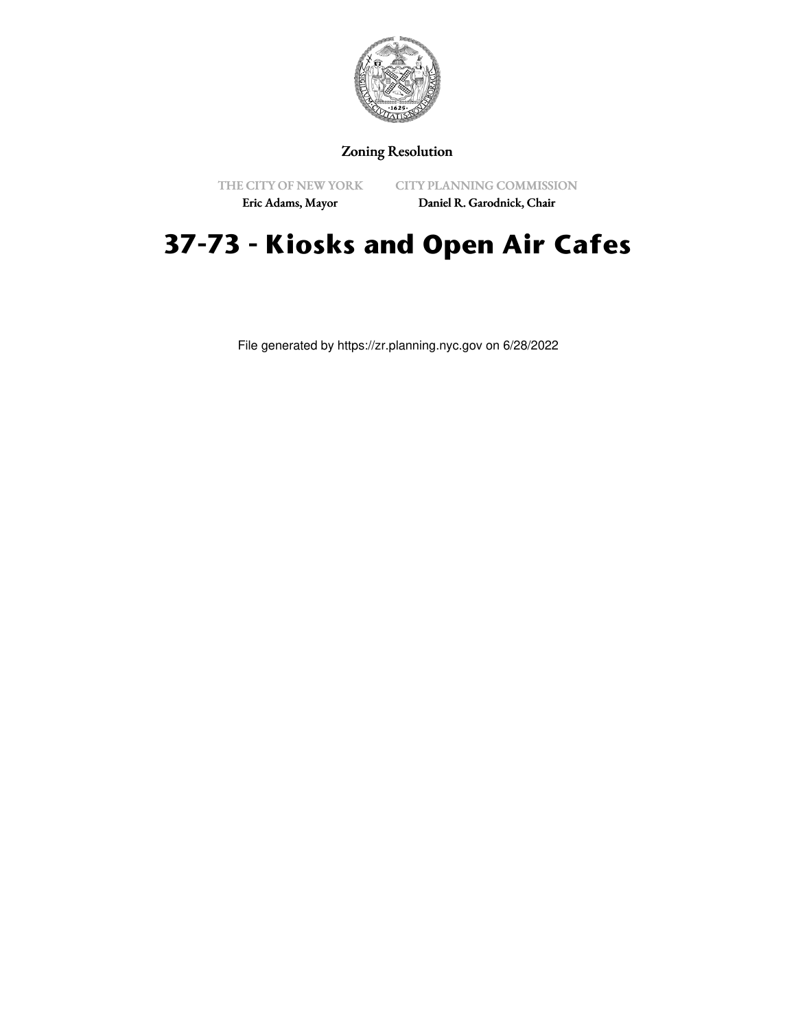Zoning Resolution

THE CITY OF NEW YORK
Eric Adams, Mayor

CITY PLANNING COMMISSION
Daniel R. Garodnick, Chair

# 37-73 - Kiosks and Open Air Cafes

File generated by https://zr.planning.nyc.gov on 6/28/2022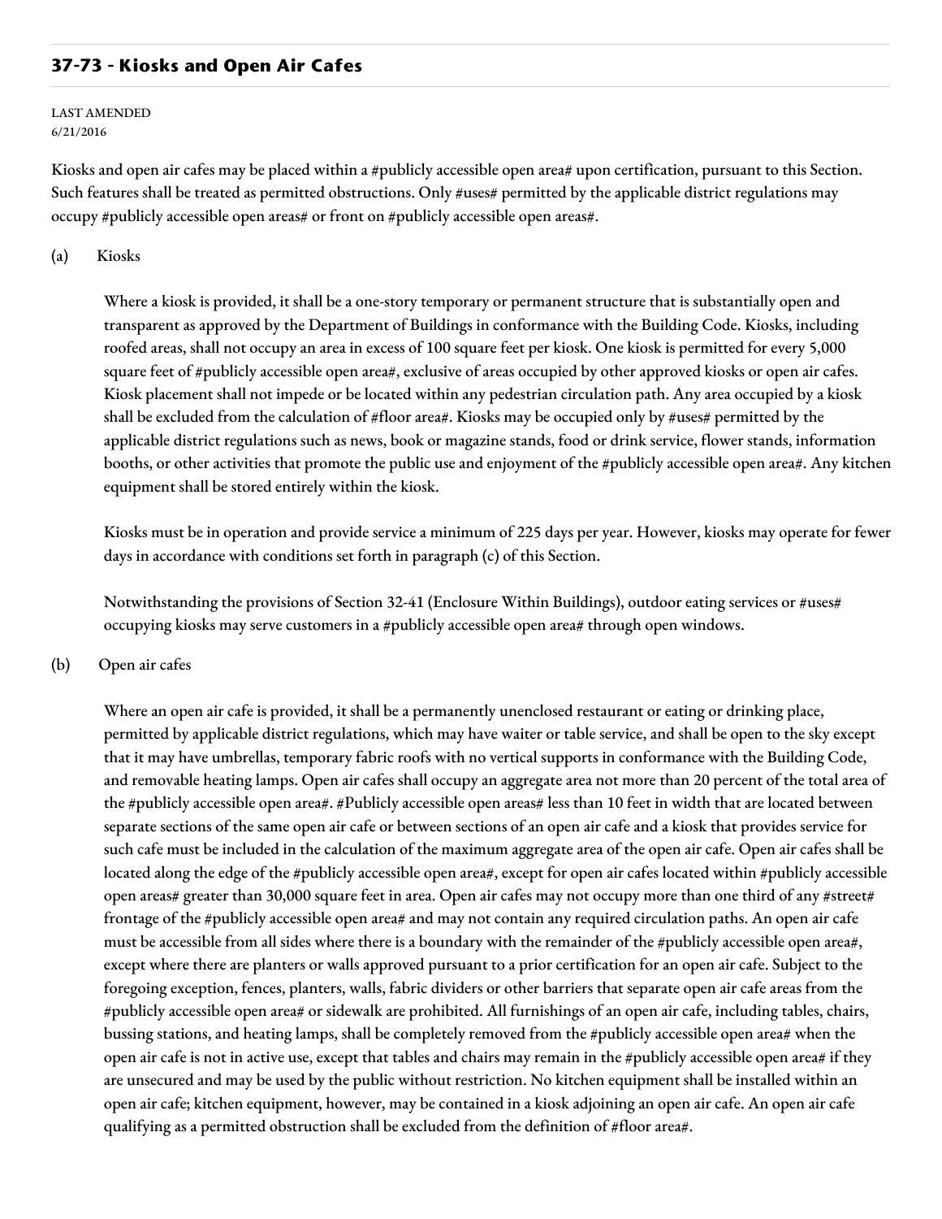## 37-73 - Kiosks and Open Air Cafes

LAST AMENDED
6/21/2016

Kiosks and open air cafes may be placed within a #publicly accessible open area# upon certification, pursuant to this Section. Such features shall be treated as permitted obstructions. Only #uses# permitted by the applicable district regulations may occupy #publicly accessible open areas# or front on #publicly accessible open areas#.

(a) Kiosks

Where a kiosk is provided, it shall be a one-story temporary or permanent structure that is substantially open and transparent as approved by the Department of Buildings in conformance with the Building Code. Kiosks, including roofed areas, shall not occupy an area in excess of 100 square feet per kiosk. One kiosk is permitted for every 5,000 square feet of #publicly accessible open area#, exclusive of areas occupied by other approved kiosks or open air cafes. Kiosk placement shall not impede or be located within any pedestrian circulation path. Any area occupied by a kiosk shall be excluded from the calculation of #floor area#. Kiosks may be occupied only by #uses# permitted by the applicable district regulations such as news, book or magazine stands, food or drink service, flower stands, information booths, or other activities that promote the public use and enjoyment of the #publicly accessible open area#. Any kitchen equipment shall be stored entirely within the kiosk.

Kiosks must be in operation and provide service a minimum of 225 days per year. However, kiosks may operate for fewer days in accordance with conditions set forth in paragraph (c) of this Section.

Notwithstanding the provisions of Section 32-41 (Enclosure Within Buildings), outdoor eating services or #uses# occupying kiosks may serve customers in a #publicly accessible open area# through open windows.

(b) Open air cafes

Where an open air cafe is provided, it shall be a permanently unenclosed restaurant or eating or drinking place, permitted by applicable district regulations, which may have waiter or table service, and shall be open to the sky except that it may have umbrellas, temporary fabric roofs with no vertical supports in conformance with the Building Code, and removable heating lamps. Open air cafes shall occupy an aggregate area not more than 20 percent of the total area of the #publicly accessible open area#. #Publicly accessible open areas# less than 10 feet in width that are located between separate sections of the same open air cafe or between sections of an open air cafe and a kiosk that provides service for such cafe must be included in the calculation of the maximum aggregate area of the open air cafe. Open air cafes shall be located along the edge of the #publicly accessible open area#, except for open air cafes located within #publicly accessible open areas# greater than 30,000 square feet in area. Open air cafes may not occupy more than one third of any #street# frontage of the #publicly accessible open area# and may not contain any required circulation paths. An open air cafe must be accessible from all sides where there is a boundary with the remainder of the #publicly accessible open area#, except where there are planters or walls approved pursuant to a prior certification for an open air cafe. Subject to the foregoing exception, fences, planters, walls, fabric dividers or other barriers that separate open air cafe areas from the #publicly accessible open area# or sidewalk are prohibited. All furnishings of an open air cafe, including tables, chairs, bussing stations, and heating lamps, shall be completely removed from the #publicly accessible open area# when the open air cafe is not in active use, except that tables and chairs may remain in the #publicly accessible open area# if they are unsecured and may be used by the public without restriction. No kitchen equipment shall be installed within an open air cafe; kitchen equipment, however, may be contained in a kiosk adjoining an open air cafe. An open air cafe qualifying as a permitted obstruction shall be excluded from the definition of #floor area#.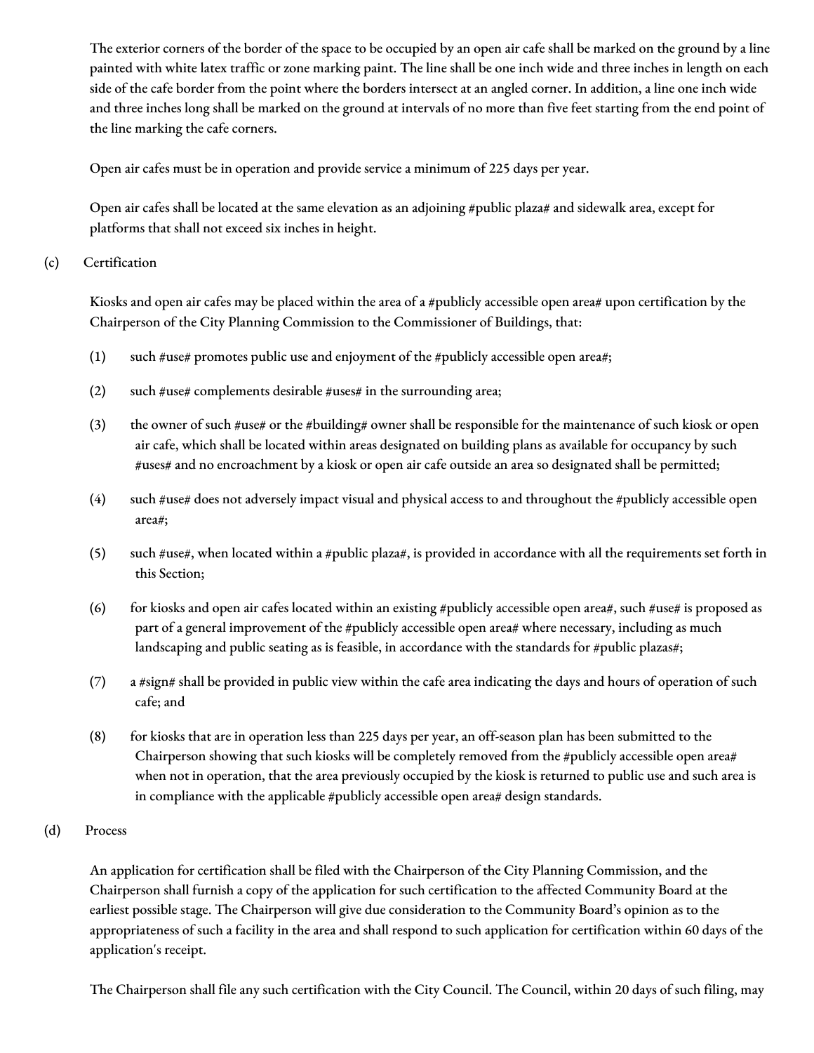The exterior corners of the border of the space to be occupied by an open air cafe shall be marked on the ground by a line painted with white latex traffic or zone marking paint. The line shall be one inch wide and three inches in length on each side of the cafe border from the point where the borders intersect at an angled corner. In addition, a line one inch wide and three inches long shall be marked on the ground at intervals of no more than five feet starting from the end point of the line marking the cafe corners.

Open air cafes must be in operation and provide service a minimum of 225 days per year.

Open air cafes shall be located at the same elevation as an adjoining #public plaza# and sidewalk area, except for platforms that shall not exceed six inches in height.

(c) Certification

Kiosks and open air cafes may be placed within the area of a #publicly accessible open area# upon certification by the Chairperson of the City Planning Commission to the Commissioner of Buildings, that:

(1) such #use# promotes public use and enjoyment of the #publicly accessible open area#;

(2) such #use# complements desirable #uses# in the surrounding area;

(3) the owner of such #use# or the #building# owner shall be responsible for the maintenance of such kiosk or open air cafe, which shall be located within areas designated on building plans as available for occupancy by such #uses# and no encroachment by a kiosk or open air cafe outside an area so designated shall be permitted;

(4) such #use# does not adversely impact visual and physical access to and throughout the #publicly accessible open area#;

(5) such #use#, when located within a #public plaza#, is provided in accordance with all the requirements set forth in this Section;

(6) for kiosks and open air cafes located within an existing #publicly accessible open area#, such #use# is proposed as part of a general improvement of the #publicly accessible open area# where necessary, including as much landscaping and public seating as is feasible, in accordance with the standards for #public plazas#;

(7) a #sign# shall be provided in public view within the cafe area indicating the days and hours of operation of such cafe; and

(8) for kiosks that are in operation less than 225 days per year, an off-season plan has been submitted to the Chairperson showing that such kiosks will be completely removed from the #publicly accessible open area# when not in operation, that the area previously occupied by the kiosk is returned to public use and such area is in compliance with the applicable #publicly accessible open area# design standards.

(d) Process

An application for certification shall be filed with the Chairperson of the City Planning Commission, and the Chairperson shall furnish a copy of the application for such certification to the affected Community Board at the earliest possible stage. The Chairperson will give due consideration to the Community Board's opinion as to the appropriateness of such a facility in the area and shall respond to such application for certification within 60 days of the application's receipt.

The Chairperson shall file any such certification with the City Council. The Council, within 20 days of such filing, may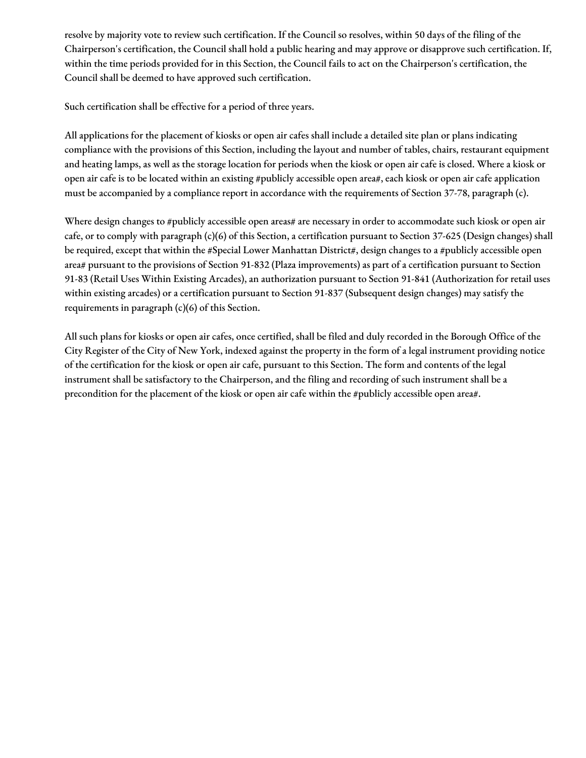resolve by majority vote to review such certification. If the Council so resolves, within 50 days of the filing of the Chairperson's certification, the Council shall hold a public hearing and may approve or disapprove such certification. If, within the time periods provided for in this Section, the Council fails to act on the Chairperson's certification, the Council shall be deemed to have approved such certification.

Such certification shall be effective for a period of three years.

All applications for the placement of kiosks or open air cafes shall include a detailed site plan or plans indicating compliance with the provisions of this Section, including the layout and number of tables, chairs, restaurant equipment and heating lamps, as well as the storage location for periods when the kiosk or open air cafe is closed. Where a kiosk or open air cafe is to be located within an existing #publicly accessible open area#, each kiosk or open air cafe application must be accompanied by a compliance report in accordance with the requirements of Section 37-78, paragraph (c).

Where design changes to #publicly accessible open areas# are necessary in order to accommodate such kiosk or open air cafe, or to comply with paragraph (c)(6) of this Section, a certification pursuant to Section 37-625 (Design changes) shall be required, except that within the #Special Lower Manhattan District#, design changes to a #publicly accessible open area# pursuant to the provisions of Section 91-832 (Plaza improvements) as part of a certification pursuant to Section 91-83 (Retail Uses Within Existing Arcades), an authorization pursuant to Section 91-841 (Authorization for retail uses within existing arcades) or a certification pursuant to Section 91-837 (Subsequent design changes) may satisfy the requirements in paragraph (c)(6) of this Section.

All such plans for kiosks or open air cafes, once certified, shall be filed and duly recorded in the Borough Office of the City Register of the City of New York, indexed against the property in the form of a legal instrument providing notice of the certification for the kiosk or open air cafe, pursuant to this Section. The form and contents of the legal instrument shall be satisfactory to the Chairperson, and the filing and recording of such instrument shall be a precondition for the placement of the kiosk or open air cafe within the #publicly accessible open area#.